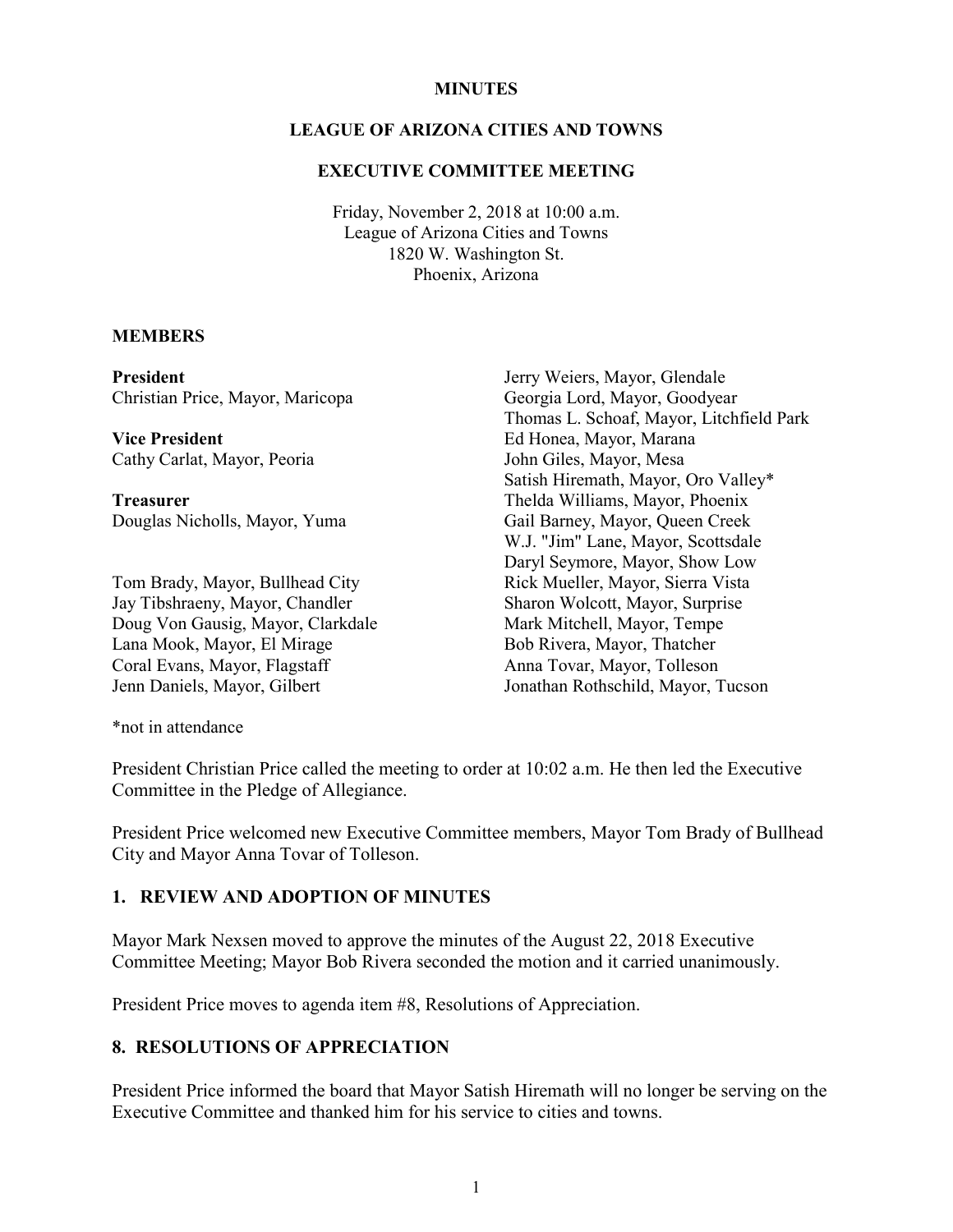**MINUTES**

**LEAGUE OF ARIZONA CITIES AND TOWNS**

**EXECUTIVE COMMITTEE MEETING**

Friday, November 2, 2018 at 10:00 a.m.
League of Arizona Cities and Towns
1820 W. Washington St.
Phoenix, Arizona

**MEMBERS**

**President**
Christian Price, Mayor, Maricopa

**Vice President**
Cathy Carlat, Mayor, Peoria

**Treasurer**
Douglas Nicholls, Mayor, Yuma

Tom Brady, Mayor, Bullhead City
Jay Tibshraeny, Mayor, Chandler
Doug Von Gausig, Mayor, Clarkdale
Lana Mook, Mayor, El Mirage
Coral Evans, Mayor, Flagstaff
Jenn Daniels, Mayor, Gilbert
Jerry Weiers, Mayor, Glendale
Georgia Lord, Mayor, Goodyear
Thomas L. Schoaf, Mayor, Litchfield Park
Ed Honea, Mayor, Marana
John Giles, Mayor, Mesa
Satish Hiremath, Mayor, Oro Valley*
Thelda Williams, Mayor, Phoenix
Gail Barney, Mayor, Queen Creek
W.J. "Jim" Lane, Mayor, Scottsdale
Daryl Seymore, Mayor, Show Low
Rick Mueller, Mayor, Sierra Vista
Sharon Wolcott, Mayor, Surprise
Mark Mitchell, Mayor, Tempe
Bob Rivera, Mayor, Thatcher
Anna Tovar, Mayor, Tolleson
Jonathan Rothschild, Mayor, Tucson

*not in attendance

President Christian Price called the meeting to order at 10:02 a.m. He then led the Executive Committee in the Pledge of Allegiance.

President Price welcomed new Executive Committee members, Mayor Tom Brady of Bullhead City and Mayor Anna Tovar of Tolleson.

## 1. REVIEW AND ADOPTION OF MINUTES

Mayor Mark Nexsen moved to approve the minutes of the August 22, 2018 Executive Committee Meeting; Mayor Bob Rivera seconded the motion and it carried unanimously.

President Price moves to agenda item #8, Resolutions of Appreciation.

## 8. RESOLUTIONS OF APPRECIATION

President Price informed the board that Mayor Satish Hiremath will no longer be serving on the Executive Committee and thanked him for his service to cities and towns.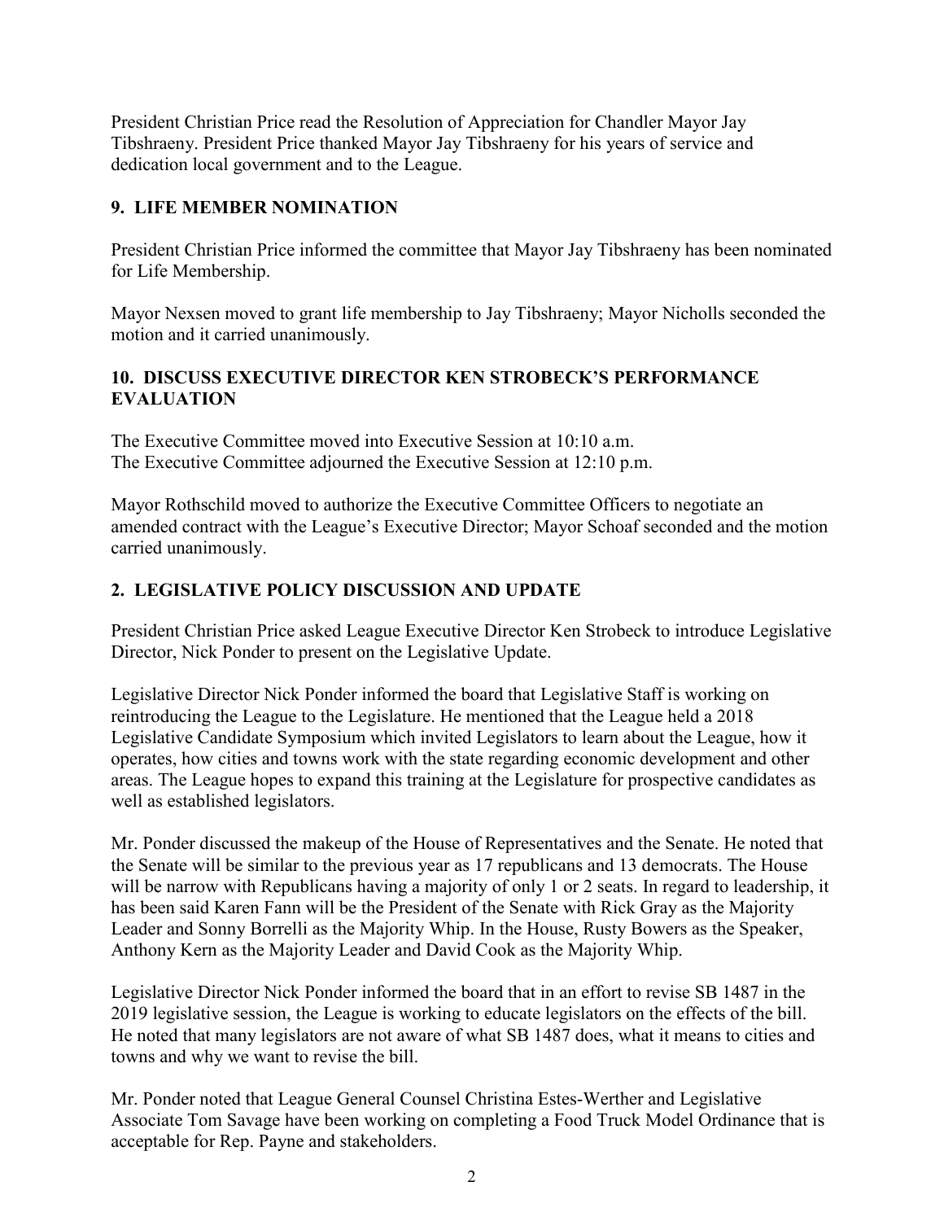President Christian Price read the Resolution of Appreciation for Chandler Mayor Jay Tibshraeny. President Price thanked Mayor Jay Tibshraeny for his years of service and dedication local government and to the League.

## 9. LIFE MEMBER NOMINATION

President Christian Price informed the committee that Mayor Jay Tibshraeny has been nominated for Life Membership.

Mayor Nexsen moved to grant life membership to Jay Tibshraeny; Mayor Nicholls seconded the motion and it carried unanimously.

## 10. DISCUSS EXECUTIVE DIRECTOR KEN STROBECK'S PERFORMANCE EVALUATION

The Executive Committee moved into Executive Session at 10:10 a.m.
The Executive Committee adjourned the Executive Session at 12:10 p.m.

Mayor Rothschild moved to authorize the Executive Committee Officers to negotiate an amended contract with the League's Executive Director; Mayor Schoaf seconded and the motion carried unanimously.

## 2. LEGISLATIVE POLICY DISCUSSION AND UPDATE

President Christian Price asked League Executive Director Ken Strobeck to introduce Legislative Director, Nick Ponder to present on the Legislative Update.

Legislative Director Nick Ponder informed the board that Legislative Staff is working on reintroducing the League to the Legislature. He mentioned that the League held a 2018 Legislative Candidate Symposium which invited Legislators to learn about the League, how it operates, how cities and towns work with the state regarding economic development and other areas. The League hopes to expand this training at the Legislature for prospective candidates as well as established legislators.

Mr. Ponder discussed the makeup of the House of Representatives and the Senate. He noted that the Senate will be similar to the previous year as 17 republicans and 13 democrats. The House will be narrow with Republicans having a majority of only 1 or 2 seats. In regard to leadership, it has been said Karen Fann will be the President of the Senate with Rick Gray as the Majority Leader and Sonny Borrelli as the Majority Whip. In the House, Rusty Bowers as the Speaker, Anthony Kern as the Majority Leader and David Cook as the Majority Whip.

Legislative Director Nick Ponder informed the board that in an effort to revise SB 1487 in the 2019 legislative session, the League is working to educate legislators on the effects of the bill. He noted that many legislators are not aware of what SB 1487 does, what it means to cities and towns and why we want to revise the bill.

Mr. Ponder noted that League General Counsel Christina Estes-Werther and Legislative Associate Tom Savage have been working on completing a Food Truck Model Ordinance that is acceptable for Rep. Payne and stakeholders.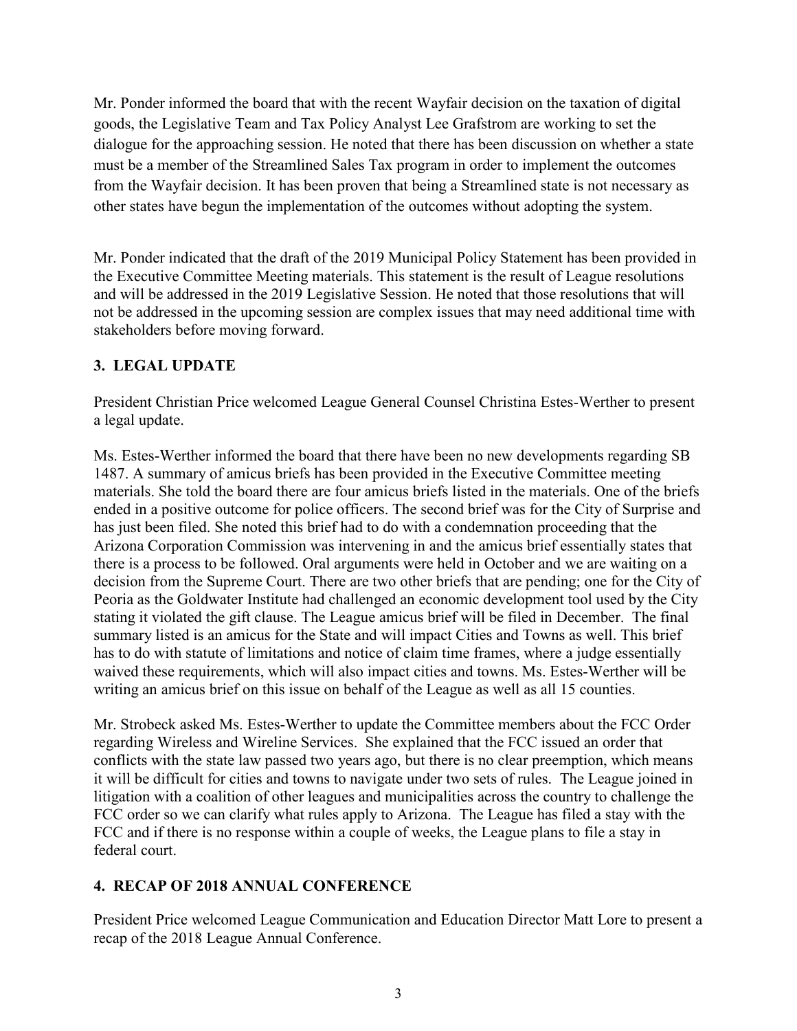Mr. Ponder informed the board that with the recent Wayfair decision on the taxation of digital goods, the Legislative Team and Tax Policy Analyst Lee Grafstrom are working to set the dialogue for the approaching session. He noted that there has been discussion on whether a state must be a member of the Streamlined Sales Tax program in order to implement the outcomes from the Wayfair decision. It has been proven that being a Streamlined state is not necessary as other states have begun the implementation of the outcomes without adopting the system.

Mr. Ponder indicated that the draft of the 2019 Municipal Policy Statement has been provided in the Executive Committee Meeting materials. This statement is the result of League resolutions and will be addressed in the 2019 Legislative Session. He noted that those resolutions that will not be addressed in the upcoming session are complex issues that may need additional time with stakeholders before moving forward.

## 3. LEGAL UPDATE

President Christian Price welcomed League General Counsel Christina Estes-Werther to present a legal update.

Ms. Estes-Werther informed the board that there have been no new developments regarding SB 1487. A summary of amicus briefs has been provided in the Executive Committee meeting materials. She told the board there are four amicus briefs listed in the materials. One of the briefs ended in a positive outcome for police officers. The second brief was for the City of Surprise and has just been filed. She noted this brief had to do with a condemnation proceeding that the Arizona Corporation Commission was intervening in and the amicus brief essentially states that there is a process to be followed. Oral arguments were held in October and we are waiting on a decision from the Supreme Court. There are two other briefs that are pending; one for the City of Peoria as the Goldwater Institute had challenged an economic development tool used by the City stating it violated the gift clause. The League amicus brief will be filed in December. The final summary listed is an amicus for the State and will impact Cities and Towns as well. This brief has to do with statute of limitations and notice of claim time frames, where a judge essentially waived these requirements, which will also impact cities and towns. Ms. Estes-Werther will be writing an amicus brief on this issue on behalf of the League as well as all 15 counties.

Mr. Strobeck asked Ms. Estes-Werther to update the Committee members about the FCC Order regarding Wireless and Wireline Services. She explained that the FCC issued an order that conflicts with the state law passed two years ago, but there is no clear preemption, which means it will be difficult for cities and towns to navigate under two sets of rules. The League joined in litigation with a coalition of other leagues and municipalities across the country to challenge the FCC order so we can clarify what rules apply to Arizona. The League has filed a stay with the FCC and if there is no response within a couple of weeks, the League plans to file a stay in federal court.

## 4. RECAP OF 2018 ANNUAL CONFERENCE

President Price welcomed League Communication and Education Director Matt Lore to present a recap of the 2018 League Annual Conference.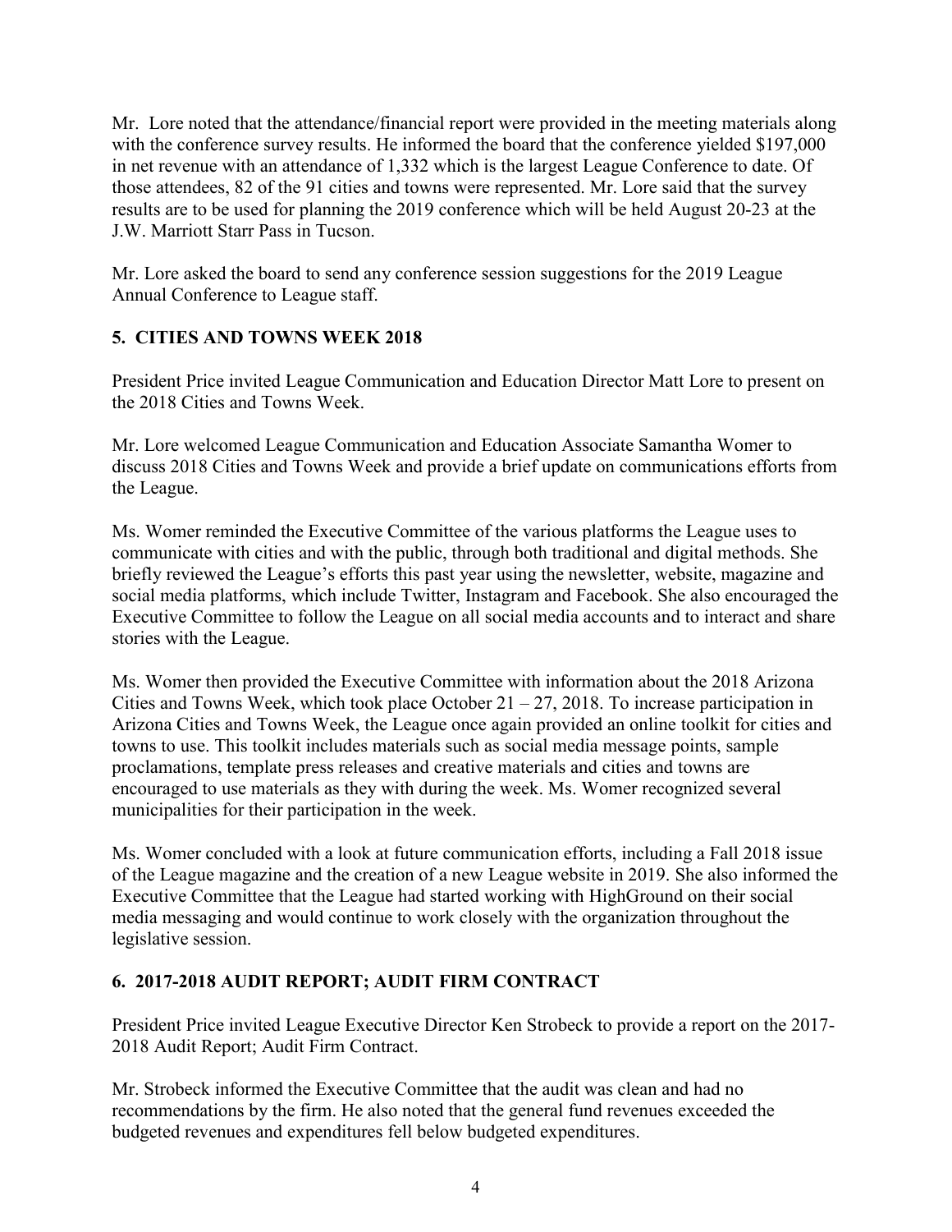Mr.  Lore noted that the attendance/financial report were provided in the meeting materials along with the conference survey results. He informed the board that the conference yielded $197,000 in net revenue with an attendance of 1,332 which is the largest League Conference to date. Of those attendees, 82 of the 91 cities and towns were represented. Mr. Lore said that the survey results are to be used for planning the 2019 conference which will be held August 20-23 at the J.W. Marriott Starr Pass in Tucson.

Mr. Lore asked the board to send any conference session suggestions for the 2019 League Annual Conference to League staff.

## 5. CITIES AND TOWNS WEEK 2018

President Price invited League Communication and Education Director Matt Lore to present on the 2018 Cities and Towns Week.

Mr. Lore welcomed League Communication and Education Associate Samantha Womer to discuss 2018 Cities and Towns Week and provide a brief update on communications efforts from the League.

Ms. Womer reminded the Executive Committee of the various platforms the League uses to communicate with cities and with the public, through both traditional and digital methods. She briefly reviewed the League's efforts this past year using the newsletter, website, magazine and social media platforms, which include Twitter, Instagram and Facebook. She also encouraged the Executive Committee to follow the League on all social media accounts and to interact and share stories with the League.

Ms. Womer then provided the Executive Committee with information about the 2018 Arizona Cities and Towns Week, which took place October 21 – 27, 2018. To increase participation in Arizona Cities and Towns Week, the League once again provided an online toolkit for cities and towns to use. This toolkit includes materials such as social media message points, sample proclamations, template press releases and creative materials and cities and towns are encouraged to use materials as they with during the week. Ms. Womer recognized several municipalities for their participation in the week.

Ms. Womer concluded with a look at future communication efforts, including a Fall 2018 issue of the League magazine and the creation of a new League website in 2019. She also informed the Executive Committee that the League had started working with HighGround on their social media messaging and would continue to work closely with the organization throughout the legislative session.

## 6. 2017-2018 AUDIT REPORT; AUDIT FIRM CONTRACT

President Price invited League Executive Director Ken Strobeck to provide a report on the 2017-2018 Audit Report; Audit Firm Contract.

Mr. Strobeck informed the Executive Committee that the audit was clean and had no recommendations by the firm. He also noted that the general fund revenues exceeded the budgeted revenues and expenditures fell below budgeted expenditures.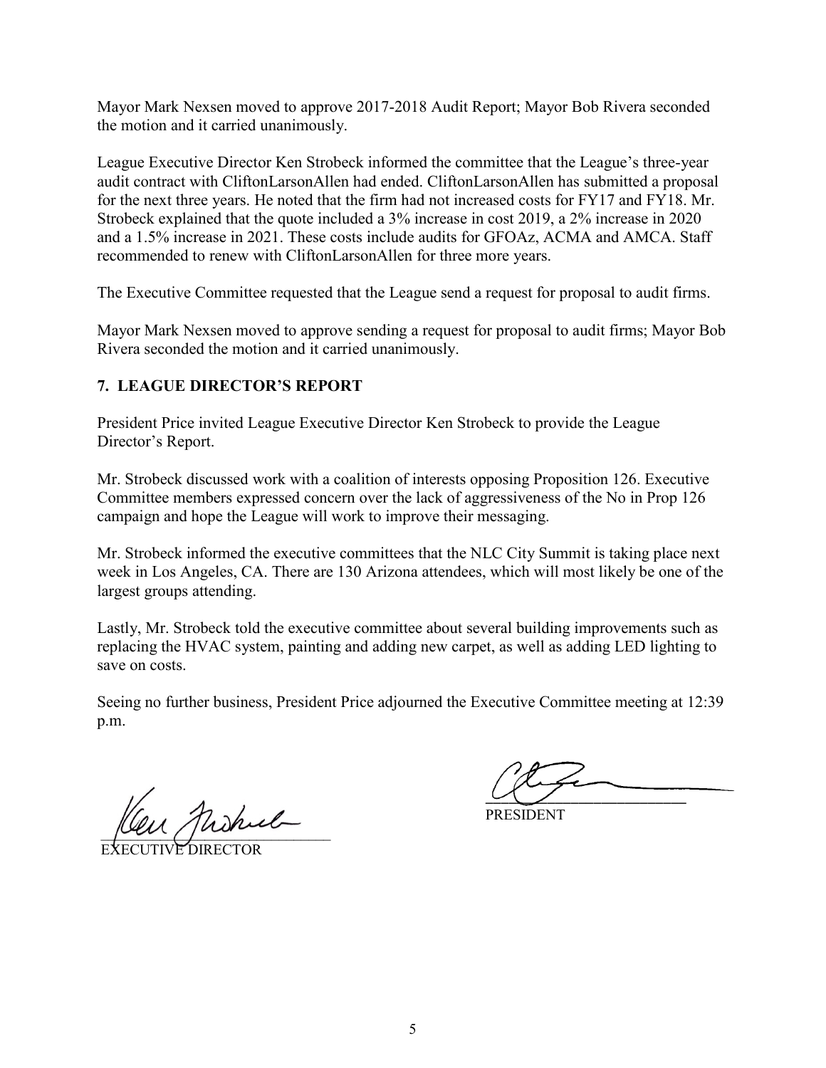Mayor Mark Nexsen moved to approve 2017-2018 Audit Report; Mayor Bob Rivera seconded the motion and it carried unanimously.

League Executive Director Ken Strobeck informed the committee that the League's three-year audit contract with CliftonLarsonAllen had ended. CliftonLarsonAllen has submitted a proposal for the next three years. He noted that the firm had not increased costs for FY17 and FY18. Mr. Strobeck explained that the quote included a 3% increase in cost 2019, a 2% increase in 2020 and a 1.5% increase in 2021. These costs include audits for GFOAz, ACMA and AMCA. Staff recommended to renew with CliftonLarsonAllen for three more years.

The Executive Committee requested that the League send a request for proposal to audit firms.

Mayor Mark Nexsen moved to approve sending a request for proposal to audit firms; Mayor Bob Rivera seconded the motion and it carried unanimously.

### 7. LEAGUE DIRECTOR'S REPORT

President Price invited League Executive Director Ken Strobeck to provide the League Director's Report.

Mr. Strobeck discussed work with a coalition of interests opposing Proposition 126. Executive Committee members expressed concern over the lack of aggressiveness of the No in Prop 126 campaign and hope the League will work to improve their messaging.

Mr. Strobeck informed the executive committees that the NLC City Summit is taking place next week in Los Angeles, CA. There are 130 Arizona attendees, which will most likely be one of the largest groups attending.

Lastly, Mr. Strobeck told the executive committee about several building improvements such as replacing the HVAC system, painting and adding new carpet, as well as adding LED lighting to save on costs.

Seeing no further business, President Price adjourned the Executive Committee meeting at 12:39 p.m.

EXECUTIVE DIRECTOR

PRESIDENT